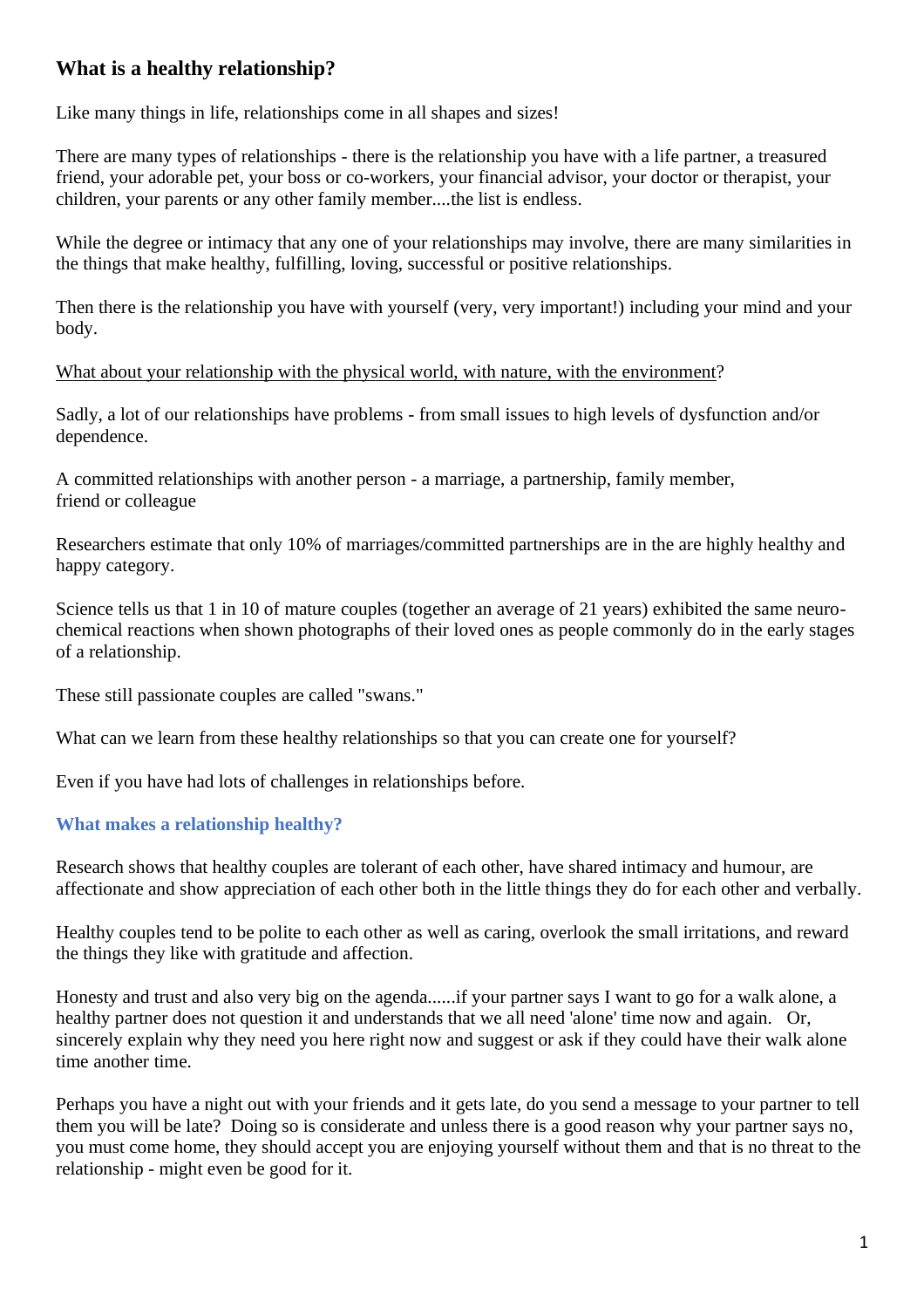# What is a healthy relationship?

Like many things in life, relationships come in all shapes and sizes!

There are many types of relationships - there is the relationship you have with a life partner, a treasured friend, your adorable pet, your boss or co-workers, your financial advisor, your doctor or therapist, your children, your parents or any other family member....the list is endless.

While the degree or intimacy that any one of your relationships may involve, there are many similarities in the things that make healthy, fulfilling, loving, successful or positive relationships.

Then there is the relationship you have with yourself (very, very important!) including your mind and your body.

<u>What about your relationship with the physical world, with nature, with the environment</u>?

Sadly, a lot of our relationships have problems - from small issues to high levels of dysfunction and/or dependence.

A committed relationships with another person - a marriage, a partnership, family member, friend or colleague

Researchers estimate that only 10% of marriages/committed partnerships are in the are highly healthy and happy category.

Science tells us that 1 in 10 of mature couples (together an average of 21 years) exhibited the same neuro-chemical reactions when shown photographs of their loved ones as people commonly do in the early stages of a relationship.

These still passionate couples are called "swans."

What can we learn from these healthy relationships so that you can create one for yourself?

Even if you have had lots of challenges in relationships before.

## What makes a relationship healthy?

Research shows that healthy couples are tolerant of each other, have shared intimacy and humour, are affectionate and show appreciation of each other both in the little things they do for each other and verbally.

Healthy couples tend to be polite to each other as well as caring, overlook the small irritations, and reward the things they like with gratitude and affection.

Honesty and trust and also very big on the agenda......if your partner says I want to go for a walk alone, a healthy partner does not question it and understands that we all need 'alone' time now and again. Or, sincerely explain why they need you here right now and suggest or ask if they could have their walk alone time another time.

Perhaps you have a night out with your friends and it gets late, do you send a message to your partner to tell them you will be late? Doing so is considerate and unless there is a good reason why your partner says no, you must come home, they should accept you are enjoying yourself without them and that is no threat to the relationship - might even be good for it.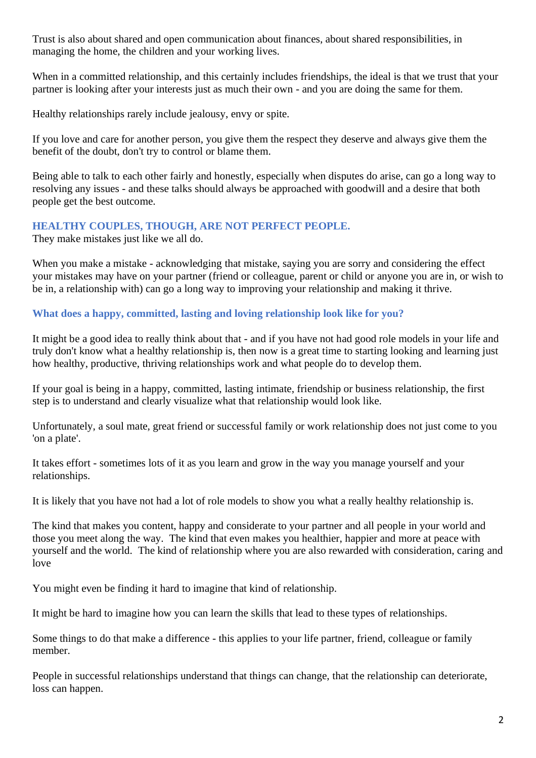Trust is also about shared and open communication about finances, about shared responsibilities, in managing the home, the children and your working lives.

When in a committed relationship, and this certainly includes friendships, the ideal is that we trust that your partner is looking after your interests just as much their own - and you are doing the same for them.

Healthy relationships rarely include jealousy, envy or spite.

If you love and care for another person, you give them the respect they deserve and always give them the benefit of the doubt, don't try to control or blame them.

Being able to talk to each other fairly and honestly, especially when disputes do arise, can go a long way to resolving any issues - and these talks should always be approached with goodwill and a desire that both people get the best outcome.

### HEALTHY COUPLES, THOUGH, ARE NOT PERFECT PEOPLE.

They make mistakes just like we all do.

When you make a mistake - acknowledging that mistake, saying you are sorry and considering the effect your mistakes may have on your partner (friend or colleague, parent or child or anyone you are in, or wish to be in, a relationship with) can go a long way to improving your relationship and making it thrive.

### What does a happy, committed, lasting and loving relationship look like for you?

It might be a good idea to really think about that - and if you have not had good role models in your life and truly don't know what a healthy relationship is, then now is a great time to starting looking and learning just how healthy, productive, thriving relationships work and what people do to develop them.

If your goal is being in a happy, committed, lasting intimate, friendship or business relationship, the first step is to understand and clearly visualize what that relationship would look like.

Unfortunately, a soul mate, great friend or successful family or work relationship does not just come to you 'on a plate'.

It takes effort - sometimes lots of it as you learn and grow in the way you manage yourself and your relationships.

It is likely that you have not had a lot of role models to show you what a really healthy relationship is.

The kind that makes you content, happy and considerate to your partner and all people in your world and those you meet along the way. The kind that even makes you healthier, happier and more at peace with yourself and the world. The kind of relationship where you are also rewarded with consideration, caring and love

You might even be finding it hard to imagine that kind of relationship.

It might be hard to imagine how you can learn the skills that lead to these types of relationships.

Some things to do that make a difference - this applies to your life partner, friend, colleague or family member.

People in successful relationships understand that things can change, that the relationship can deteriorate, loss can happen.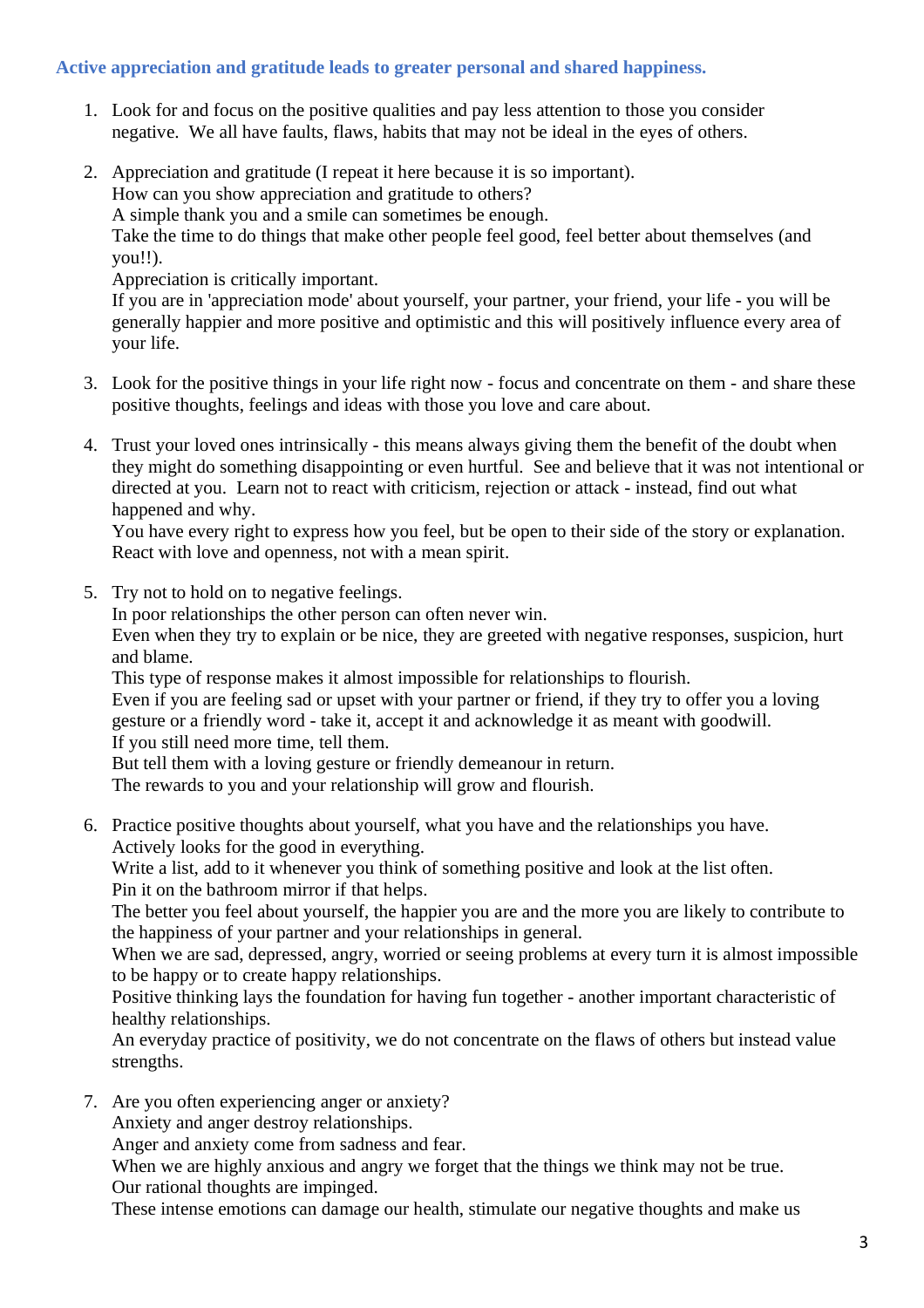### Active appreciation and gratitude leads to greater personal and shared happiness.

1. Look for and focus on the positive qualities and pay less attention to those you consider negative. We all have faults, flaws, habits that may not be ideal in the eyes of others.

2. Appreciation and gratitude (I repeat it here because it is so important).
   How can you show appreciation and gratitude to others?
   A simple thank you and a smile can sometimes be enough.
   Take the time to do things that make other people feel good, feel better about themselves (and you!!).
   Appreciation is critically important.
   If you are in 'appreciation mode' about yourself, your partner, your friend, your life - you will be generally happier and more positive and optimistic and this will positively influence every area of your life.

3. Look for the positive things in your life right now - focus and concentrate on them - and share these positive thoughts, feelings and ideas with those you love and care about.

4. Trust your loved ones intrinsically - this means always giving them the benefit of the doubt when they might do something disappointing or even hurtful. See and believe that it was not intentional or directed at you. Learn not to react with criticism, rejection or attack - instead, find out what happened and why.
   You have every right to express how you feel, but be open to their side of the story or explanation. React with love and openness, not with a mean spirit.

5. Try not to hold on to negative feelings.
   In poor relationships the other person can often never win.
   Even when they try to explain or be nice, they are greeted with negative responses, suspicion, hurt and blame.
   This type of response makes it almost impossible for relationships to flourish.
   Even if you are feeling sad or upset with your partner or friend, if they try to offer you a loving gesture or a friendly word - take it, accept it and acknowledge it as meant with goodwill.
   If you still need more time, tell them.
   But tell them with a loving gesture or friendly demeanour in return.
   The rewards to you and your relationship will grow and flourish.

6. Practice positive thoughts about yourself, what you have and the relationships you have.
   Actively looks for the good in everything.
   Write a list, add to it whenever you think of something positive and look at the list often.
   Pin it on the bathroom mirror if that helps.
   The better you feel about yourself, the happier you are and the more you are likely to contribute to the happiness of your partner and your relationships in general.
   When we are sad, depressed, angry, worried or seeing problems at every turn it is almost impossible to be happy or to create happy relationships.
   Positive thinking lays the foundation for having fun together - another important characteristic of healthy relationships.
   An everyday practice of positivity, we do not concentrate on the flaws of others but instead value strengths.

7. Are you often experiencing anger or anxiety?
   Anxiety and anger destroy relationships.
   Anger and anxiety come from sadness and fear.
   When we are highly anxious and angry we forget that the things we think may not be true.
   Our rational thoughts are impinged.
   These intense emotions can damage our health, stimulate our negative thoughts and make us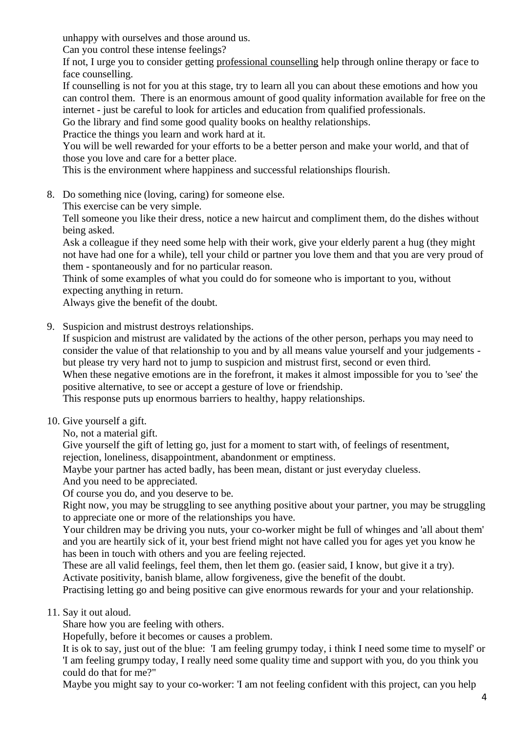unhappy with ourselves and those around us.
Can you control these intense feelings?
If not, I urge you to consider getting professional counselling help through online therapy or face to face counselling.
If counselling is not for you at this stage, try to learn all you can about these emotions and how you can control them. There is an enormous amount of good quality information available for free on the internet - just be careful to look for articles and education from qualified professionals.
Go the library and find some good quality books on healthy relationships.
Practice the things you learn and work hard at it.
You will be well rewarded for your efforts to be a better person and make your world, and that of those you love and care for a better place.
This is the environment where happiness and successful relationships flourish.

8. Do something nice (loving, caring) for someone else.
   This exercise can be very simple.
   Tell someone you like their dress, notice a new haircut and compliment them, do the dishes without being asked.
   Ask a colleague if they need some help with their work, give your elderly parent a hug (they might not have had one for a while), tell your child or partner you love them and that you are very proud of them - spontaneously and for no particular reason.
   Think of some examples of what you could do for someone who is important to you, without expecting anything in return.
   Always give the benefit of the doubt.

9. Suspicion and mistrust destroys relationships.
   If suspicion and mistrust are validated by the actions of the other person, perhaps you may need to consider the value of that relationship to you and by all means value yourself and your judgements - but please try very hard not to jump to suspicion and mistrust first, second or even third.
   When these negative emotions are in the forefront, it makes it almost impossible for you to 'see' the positive alternative, to see or accept a gesture of love or friendship.
   This response puts up enormous barriers to healthy, happy relationships.

10. Give yourself a gift.
    No, not a material gift.
    Give yourself the gift of letting go, just for a moment to start with, of feelings of resentment, rejection, loneliness, disappointment, abandonment or emptiness.
    Maybe your partner has acted badly, has been mean, distant or just everyday clueless.
    And you need to be appreciated.
    Of course you do, and you deserve to be.
    Right now, you may be struggling to see anything positive about your partner, you may be struggling to appreciate one or more of the relationships you have.
    Your children may be driving you nuts, your co-worker might be full of whinges and 'all about them' and you are heartily sick of it, your best friend might not have called you for ages yet you know he has been in touch with others and you are feeling rejected.
    These are all valid feelings, feel them, then let them go. (easier said, I know, but give it a try).
    Activate positivity, banish blame, allow forgiveness, give the benefit of the doubt.
    Practising letting go and being positive can give enormous rewards for your and your relationship.

11. Say it out aloud.
    Share how you are feeling with others.
    Hopefully, before it becomes or causes a problem.
    It is ok to say, just out of the blue: 'I am feeling grumpy today, i think I need some time to myself' or 'I am feeling grumpy today, I really need some quality time and support with you, do you think you could do that for me?"
    Maybe you might say to your co-worker: 'I am not feeling confident with this project, can you help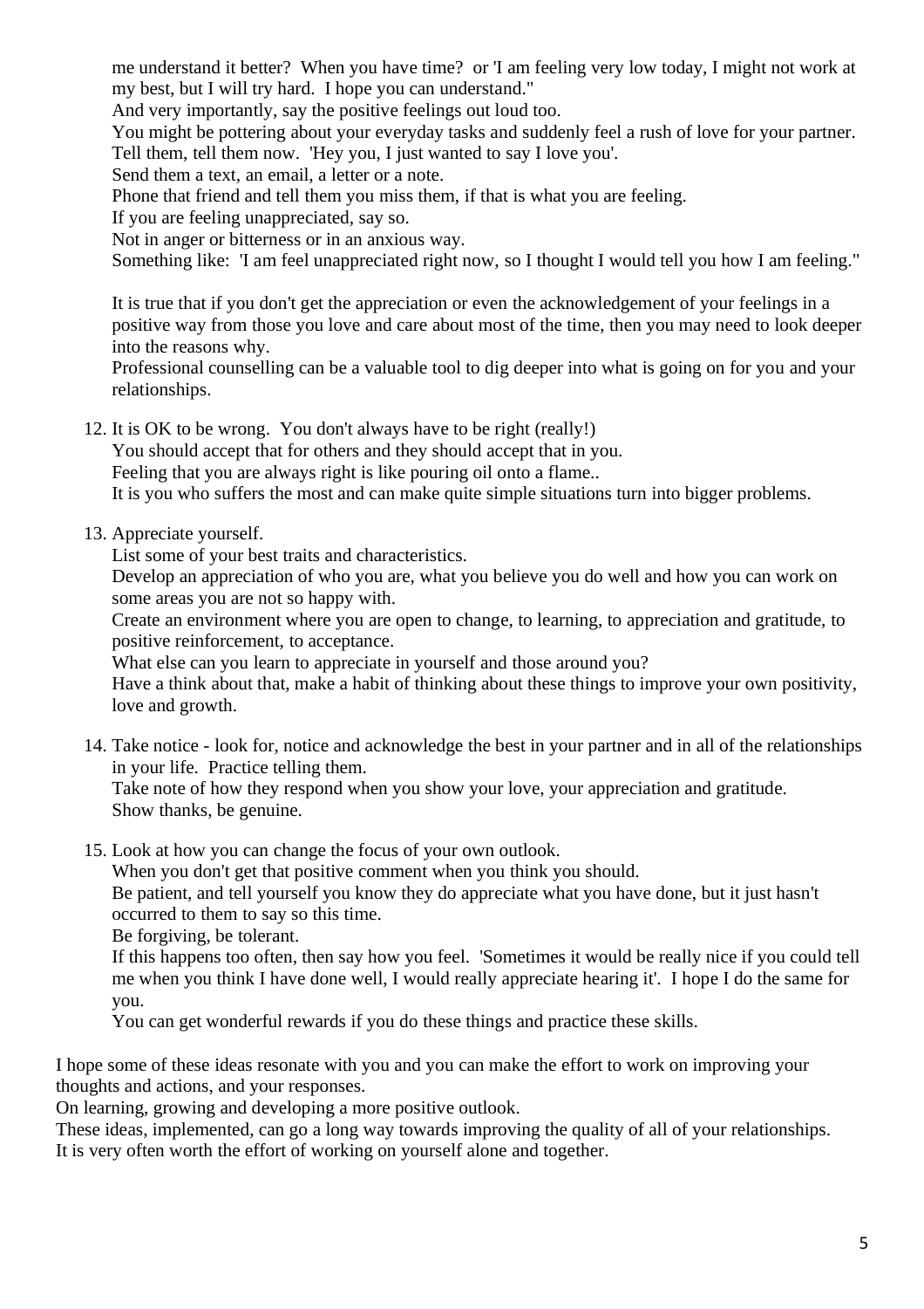me understand it better? When you have time? or 'I am feeling very low today, I might not work at my best, but I will try hard. I hope you can understand."
And very importantly, say the positive feelings out loud too.
You might be pottering about your everyday tasks and suddenly feel a rush of love for your partner. Tell them, tell them now. 'Hey you, I just wanted to say I love you'.
Send them a text, an email, a letter or a note.
Phone that friend and tell them you miss them, if that is what you are feeling.
If you are feeling unappreciated, say so.
Not in anger or bitterness or in an anxious way.
Something like: 'I am feel unappreciated right now, so I thought I would tell you how I am feeling."

It is true that if you don't get the appreciation or even the acknowledgement of your feelings in a positive way from those you love and care about most of the time, then you may need to look deeper into the reasons why.
Professional counselling can be a valuable tool to dig deeper into what is going on for you and your relationships.

12. It is OK to be wrong. You don't always have to be right (really!)
    You should accept that for others and they should accept that in you.
    Feeling that you are always right is like pouring oil onto a flame..
    It is you who suffers the most and can make quite simple situations turn into bigger problems.

13. Appreciate yourself.
    List some of your best traits and characteristics.
    Develop an appreciation of who you are, what you believe you do well and how you can work on some areas you are not so happy with.
    Create an environment where you are open to change, to learning, to appreciation and gratitude, to positive reinforcement, to acceptance.
    What else can you learn to appreciate in yourself and those around you?
    Have a think about that, make a habit of thinking about these things to improve your own positivity, love and growth.

14. Take notice - look for, notice and acknowledge the best in your partner and in all of the relationships in your life. Practice telling them.
    Take note of how they respond when you show your love, your appreciation and gratitude.
    Show thanks, be genuine.

15. Look at how you can change the focus of your own outlook.
    When you don't get that positive comment when you think you should.
    Be patient, and tell yourself you know they do appreciate what you have done, but it just hasn't occurred to them to say so this time.
    Be forgiving, be tolerant.
    If this happens too often, then say how you feel. 'Sometimes it would be really nice if you could tell me when you think I have done well, I would really appreciate hearing it'. I hope I do the same for you.
    You can get wonderful rewards if you do these things and practice these skills.

I hope some of these ideas resonate with you and you can make the effort to work on improving your thoughts and actions, and your responses.
On learning, growing and developing a more positive outlook.
These ideas, implemented, can go a long way towards improving the quality of all of your relationships.
It is very often worth the effort of working on yourself alone and together.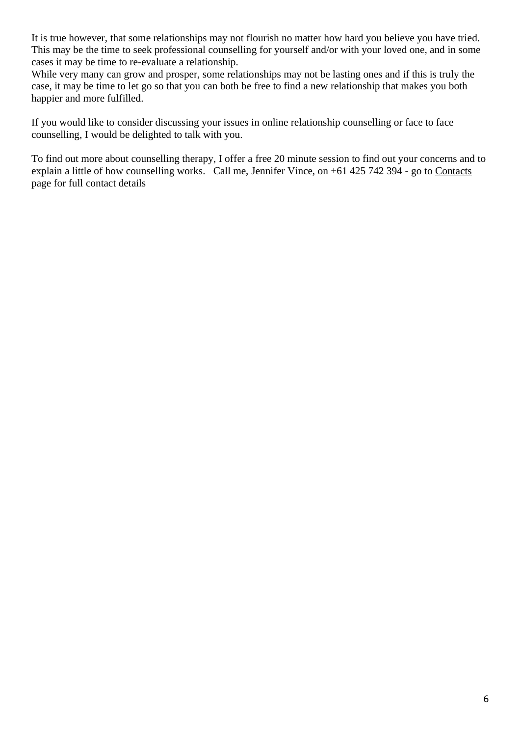It is true however, that some relationships may not flourish no matter how hard you believe you have tried. This may be the time to seek professional counselling for yourself and/or with your loved one, and in some cases it may be time to re-evaluate a relationship.
While very many can grow and prosper, some relationships may not be lasting ones and if this is truly the case, it may be time to let go so that you can both be free to find a new relationship that makes you both happier and more fulfilled.

If you would like to consider discussing your issues in online relationship counselling or face to face counselling, I would be delighted to talk with you.

To find out more about counselling therapy, I offer a free 20 minute session to find out your concerns and to explain a little of how counselling works. Call me, Jennifer Vince, on +61 425 742 394 - go to Contacts page for full contact details